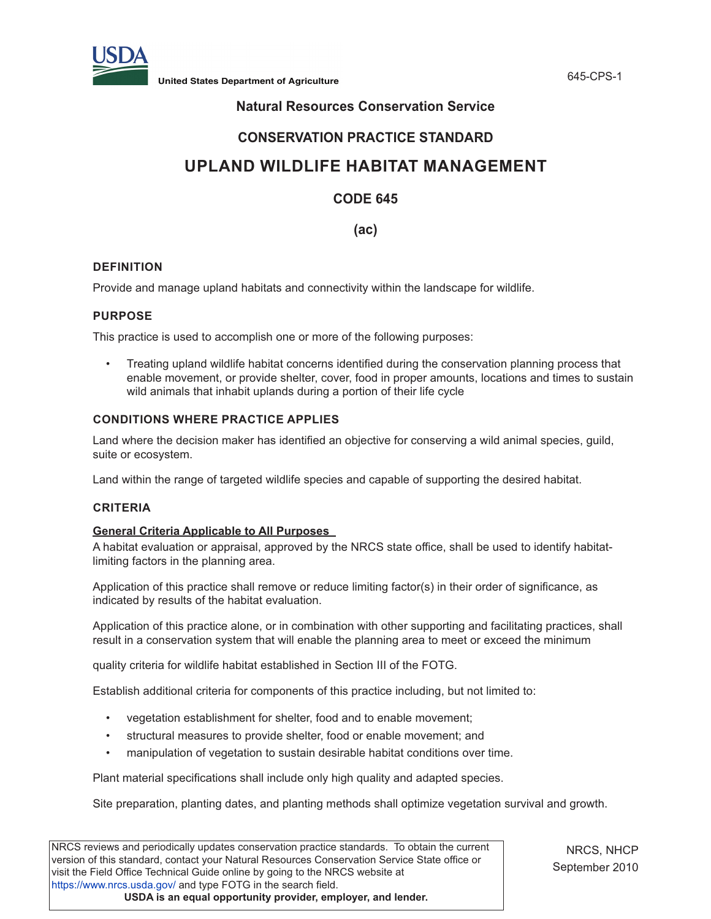United States Department of Agriculture

## Natural Resources Conservation Service

## CONSERVATION PRACTICE STANDARD

# UPLAND WILDLIFE HABITAT MANAGEMENT

## CODE 645

## (ac)

### DEFINITION

Provide and manage upland habitats and connectivity within the landscape for wildlife.

### PURPOSE

This practice is used to accomplish one or more of the following purposes:

- Treating upland wildlife habitat concerns identified during the conservation planning process that enable movement, or provide shelter, cover, food in proper amounts, locations and times to sustain wild animals that inhabit uplands during a portion of their life cycle

### CONDITIONS WHERE PRACTICE APPLIES

Land where the decision maker has identified an objective for conserving a wild animal species, guild, suite or ecosystem.

Land within the range of targeted wildlife species and capable of supporting the desired habitat.

### CRITERIA

**General Criteria Applicable to All Purposes**

A habitat evaluation or appraisal, approved by the NRCS state office, shall be used to identify habitat-limiting factors in the planning area.

Application of this practice shall remove or reduce limiting factor(s) in their order of significance, as indicated by results of the habitat evaluation.

Application of this practice alone, or in combination with other supporting and facilitating practices, shall result in a conservation system that will enable the planning area to meet or exceed the minimum quality criteria for wildlife habitat established in Section III of the FOTG.

Establish additional criteria for components of this practice including, but not limited to:

- vegetation establishment for shelter, food and to enable movement;
- structural measures to provide shelter, food or enable movement; and
- manipulation of vegetation to sustain desirable habitat conditions over time.

Plant material specifications shall include only high quality and adapted species.

Site preparation, planting dates, and planting methods shall optimize vegetation survival and growth.

NRCS reviews and periodically updates conservation practice standards. To obtain the current version of this standard, contact your Natural Resources Conservation Service State office or visit the Field Office Technical Guide online by going to the NRCS website at https://www.nrcs.usda.gov/ and type FOTG in the search field.

**USDA is an equal opportunity provider, employer, and lender.**

NRCS, NHCP
September 2010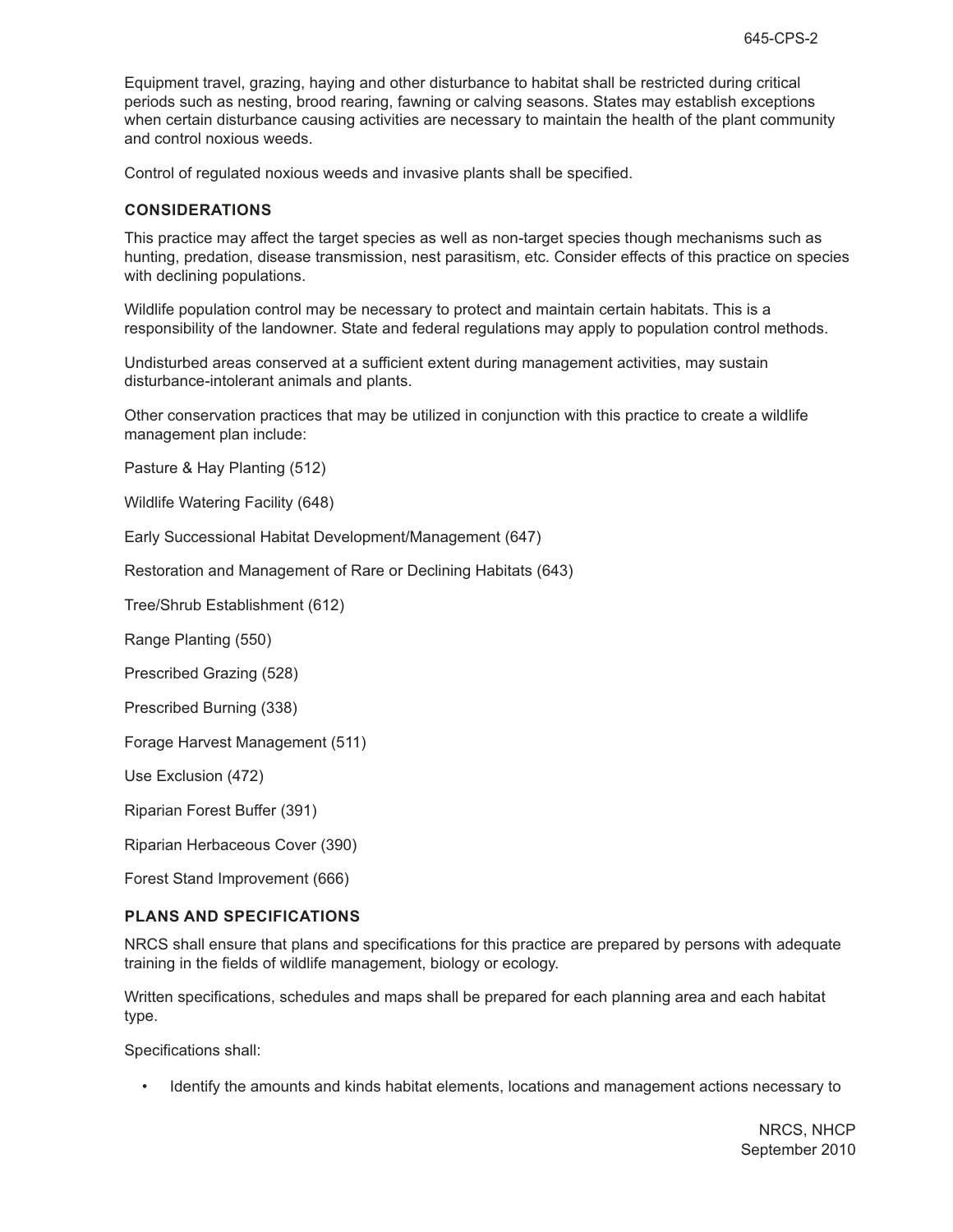Equipment travel, grazing, haying and other disturbance to habitat shall be restricted during critical periods such as nesting, brood rearing, fawning or calving seasons. States may establish exceptions when certain disturbance causing activities are necessary to maintain the health of the plant community and control noxious weeds.

Control of regulated noxious weeds and invasive plants shall be specified.

## CONSIDERATIONS

This practice may affect the target species as well as non-target species though mechanisms such as hunting, predation, disease transmission, nest parasitism, etc. Consider effects of this practice on species with declining populations.

Wildlife population control may be necessary to protect and maintain certain habitats. This is a responsibility of the landowner. State and federal regulations may apply to population control methods.

Undisturbed areas conserved at a sufficient extent during management activities, may sustain disturbance-intolerant animals and plants.

Other conservation practices that may be utilized in conjunction with this practice to create a wildlife management plan include:

Pasture & Hay Planting (512)

Wildlife Watering Facility (648)

Early Successional Habitat Development/Management (647)

Restoration and Management of Rare or Declining Habitats (643)

Tree/Shrub Establishment (612)

Range Planting (550)

Prescribed Grazing (528)

Prescribed Burning (338)

Forage Harvest Management (511)

Use Exclusion (472)

Riparian Forest Buffer (391)

Riparian Herbaceous Cover (390)

Forest Stand Improvement (666)

## PLANS AND SPECIFICATIONS

NRCS shall ensure that plans and specifications for this practice are prepared by persons with adequate training in the fields of wildlife management, biology or ecology.

Written specifications, schedules and maps shall be prepared for each planning area and each habitat type.

Specifications shall:

- Identify the amounts and kinds habitat elements, locations and management actions necessary to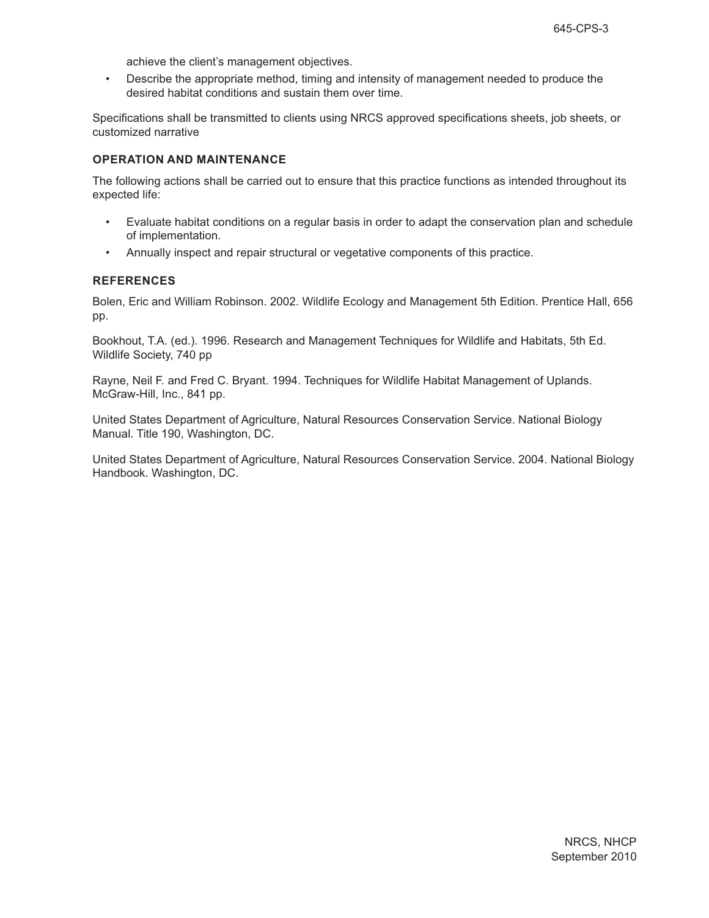achieve the client's management objectives.

- Describe the appropriate method, timing and intensity of management needed to produce the desired habitat conditions and sustain them over time.

Specifications shall be transmitted to clients using NRCS approved specifications sheets, job sheets, or customized narrative

## OPERATION AND MAINTENANCE

The following actions shall be carried out to ensure that this practice functions as intended throughout its expected life:

- Evaluate habitat conditions on a regular basis in order to adapt the conservation plan and schedule of implementation.
- Annually inspect and repair structural or vegetative components of this practice.

## REFERENCES

Bolen, Eric and William Robinson. 2002. Wildlife Ecology and Management 5th Edition. Prentice Hall, 656 pp.

Bookhout, T.A. (ed.). 1996. Research and Management Techniques for Wildlife and Habitats, 5th Ed. Wildlife Society, 740 pp

Rayne, Neil F. and Fred C. Bryant. 1994. Techniques for Wildlife Habitat Management of Uplands. McGraw-Hill, Inc., 841 pp.

United States Department of Agriculture, Natural Resources Conservation Service. National Biology Manual. Title 190, Washington, DC.

United States Department of Agriculture, Natural Resources Conservation Service. 2004. National Biology Handbook. Washington, DC.